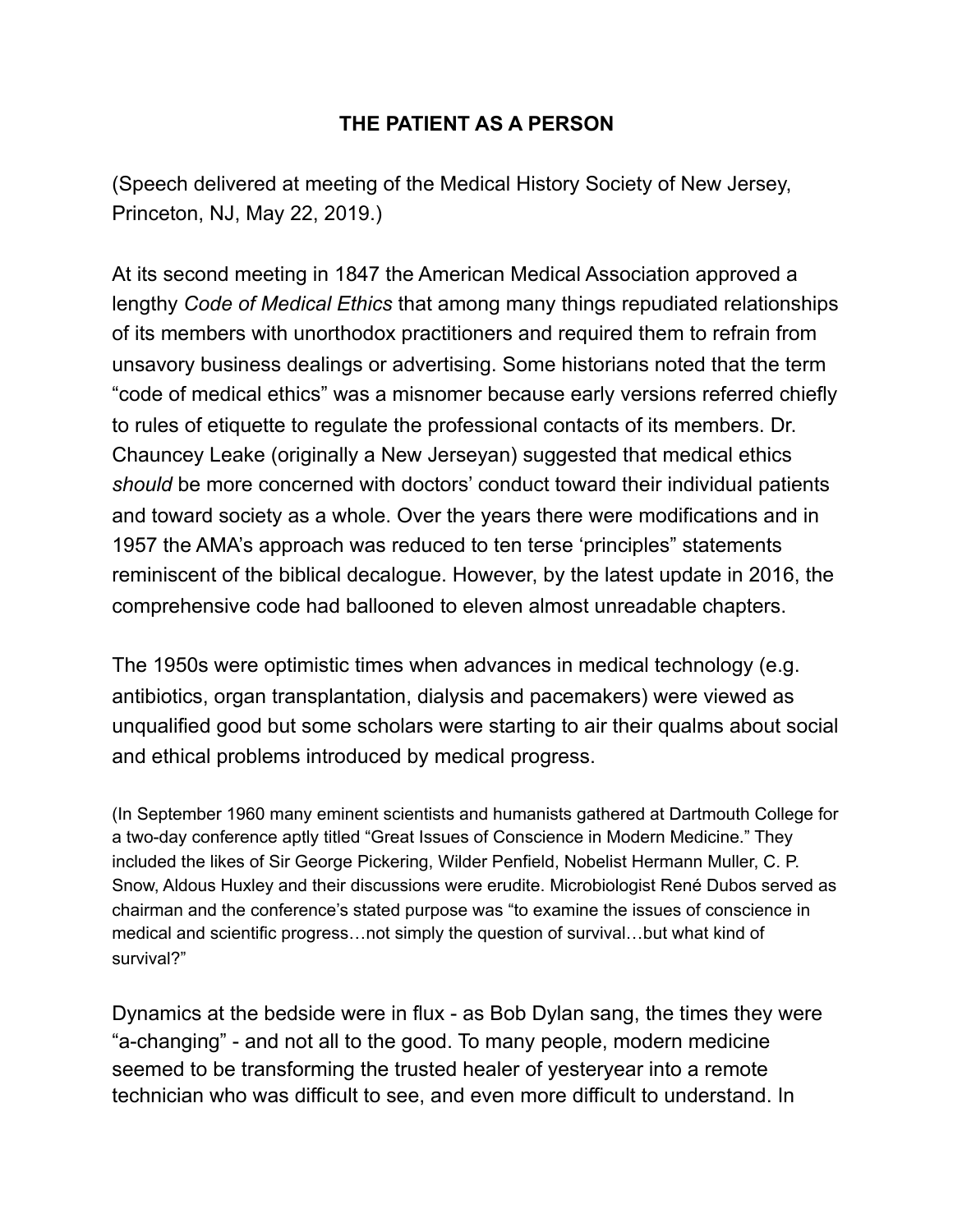# THE PATIENT AS A PERSON

(Speech delivered at meeting of the Medical History Society of New Jersey, Princeton, NJ, May 22, 2019.)

At its second meeting in 1847 the American Medical Association approved a lengthy *Code of Medical Ethics* that among many things repudiated relationships of its members with unorthodox practitioners and required them to refrain from unsavory business dealings or advertising. Some historians noted that the term "code of medical ethics" was a misnomer because early versions referred chiefly to rules of etiquette to regulate the professional contacts of its members. Dr. Chauncey Leake (originally a New Jerseyan) suggested that medical ethics *should* be more concerned with doctors' conduct toward their individual patients and toward society as a whole. Over the years there were modifications and in 1957 the AMA's approach was reduced to ten terse 'principles" statements reminiscent of the biblical decalogue. However, by the latest update in 2016, the comprehensive code had ballooned to eleven almost unreadable chapters.

The 1950s were optimistic times when advances in medical technology (e.g. antibiotics, organ transplantation, dialysis and pacemakers) were viewed as unqualified good but some scholars were starting to air their qualms about social and ethical problems introduced by medical progress.

(In September 1960 many eminent scientists and humanists gathered at Dartmouth College for a two-day conference aptly titled "Great Issues of Conscience in Modern Medicine." They included the likes of Sir George Pickering, Wilder Penfield, Nobelist Hermann Muller, C. P. Snow, Aldous Huxley and their discussions were erudite. Microbiologist René Dubos served as chairman and the conference's stated purpose was "to examine the issues of conscience in medical and scientific progress…not simply the question of survival…but what kind of survival?"

Dynamics at the bedside were in flux - as Bob Dylan sang, the times they were "a-changing" - and not all to the good. To many people, modern medicine seemed to be transforming the trusted healer of yesteryear into a remote technician who was difficult to see, and even more difficult to understand. In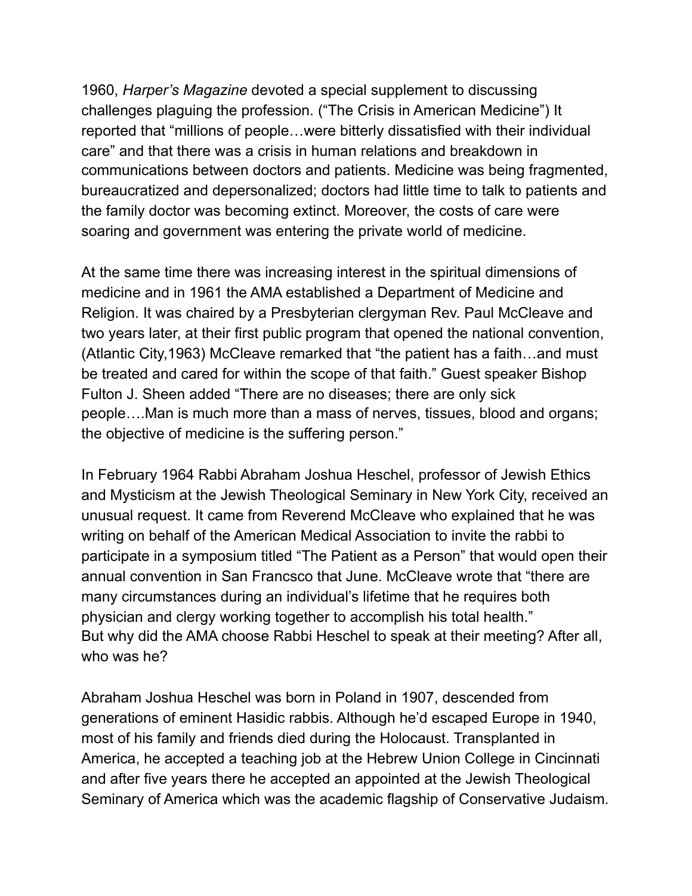1960, *Harper's Magazine* devoted a special supplement to discussing challenges plaguing the profession. ("The Crisis in American Medicine") It reported that "millions of people…were bitterly dissatisfied with their individual care" and that there was a crisis in human relations and breakdown in communications between doctors and patients. Medicine was being fragmented, bureaucratized and depersonalized; doctors had little time to talk to patients and the family doctor was becoming extinct. Moreover, the costs of care were soaring and government was entering the private world of medicine.

At the same time there was increasing interest in the spiritual dimensions of medicine and in 1961 the AMA established a Department of Medicine and Religion. It was chaired by a Presbyterian clergyman Rev. Paul McCleave and two years later, at their first public program that opened the national convention, (Atlantic City,1963) McCleave remarked that "the patient has a faith…and must be treated and cared for within the scope of that faith." Guest speaker Bishop Fulton J. Sheen added "There are no diseases; there are only sick people….Man is much more than a mass of nerves, tissues, blood and organs; the objective of medicine is the suffering person."

In February 1964 Rabbi Abraham Joshua Heschel, professor of Jewish Ethics and Mysticism at the Jewish Theological Seminary in New York City, received an unusual request. It came from Reverend McCleave who explained that he was writing on behalf of the American Medical Association to invite the rabbi to participate in a symposium titled "The Patient as a Person" that would open their annual convention in San Francsco that June. McCleave wrote that "there are many circumstances during an individual's lifetime that he requires both physician and clergy working together to accomplish his total health."
But why did the AMA choose Rabbi Heschel to speak at their meeting? After all, who was he?

Abraham Joshua Heschel was born in Poland in 1907, descended from generations of eminent Hasidic rabbis. Although he'd escaped Europe in 1940, most of his family and friends died during the Holocaust. Transplanted in America, he accepted a teaching job at the Hebrew Union College in Cincinnati and after five years there he accepted an appointed at the Jewish Theological Seminary of America which was the academic flagship of Conservative Judaism.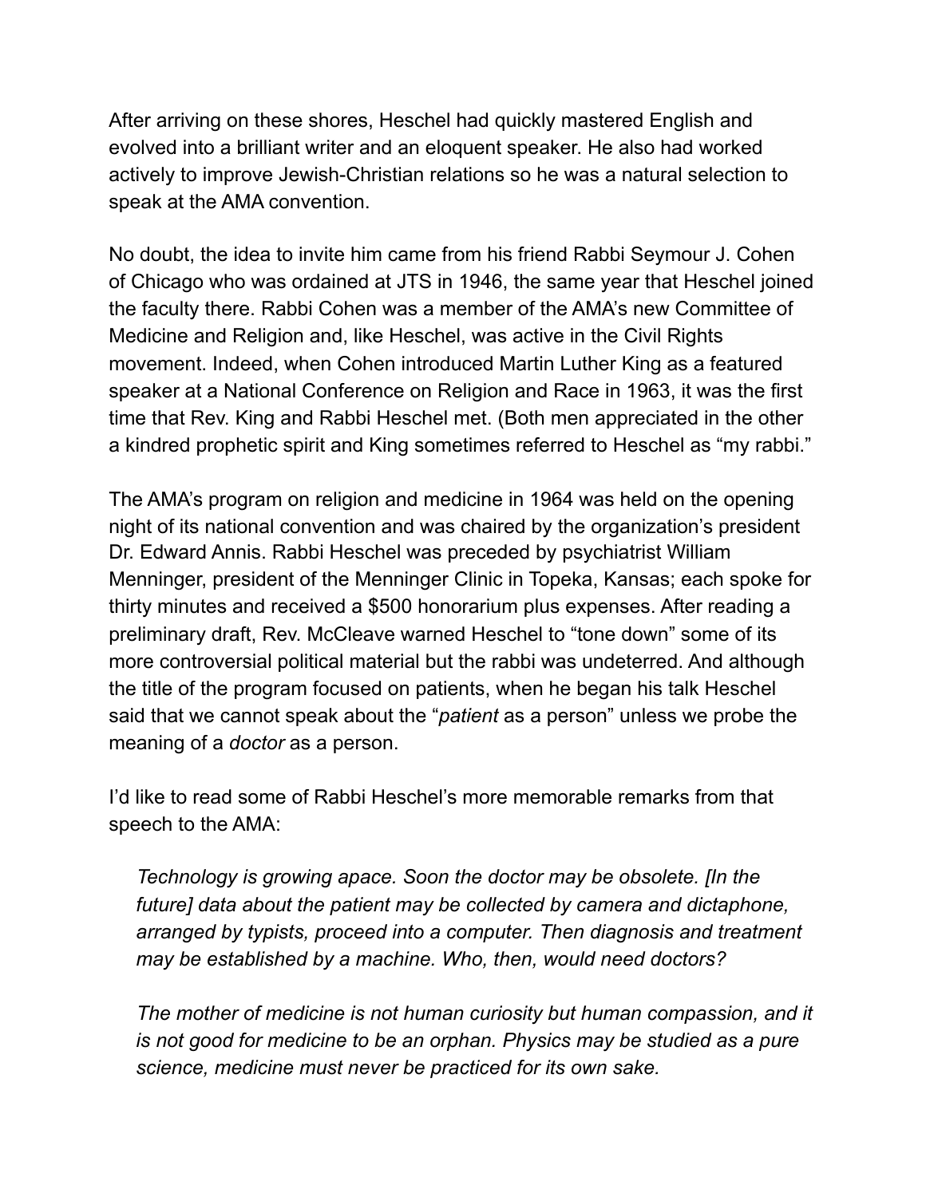After arriving on these shores, Heschel had quickly mastered English and evolved into a brilliant writer and an eloquent speaker. He also had worked actively to improve Jewish-Christian relations so he was a natural selection to speak at the AMA convention.

No doubt, the idea to invite him came from his friend Rabbi Seymour J. Cohen of Chicago who was ordained at JTS in 1946, the same year that Heschel joined the faculty there. Rabbi Cohen was a member of the AMA's new Committee of Medicine and Religion and, like Heschel, was active in the Civil Rights movement. Indeed, when Cohen introduced Martin Luther King as a featured speaker at a National Conference on Religion and Race in 1963, it was the first time that Rev. King and Rabbi Heschel met. (Both men appreciated in the other a kindred prophetic spirit and King sometimes referred to Heschel as "my rabbi."

The AMA's program on religion and medicine in 1964 was held on the opening night of its national convention and was chaired by the organization's president Dr. Edward Annis. Rabbi Heschel was preceded by psychiatrist William Menninger, president of the Menninger Clinic in Topeka, Kansas; each spoke for thirty minutes and received a $500 honorarium plus expenses. After reading a preliminary draft, Rev. McCleave warned Heschel to "tone down" some of its more controversial political material but the rabbi was undeterred. And although the title of the program focused on patients, when he began his talk Heschel said that we cannot speak about the "*patient* as a person" unless we probe the meaning of a *doctor* as a person.

I'd like to read some of Rabbi Heschel's more memorable remarks from that speech to the AMA:

> *Technology is growing apace. Soon the doctor may be obsolete. [In the future] data about the patient may be collected by camera and dictaphone, arranged by typists, proceed into a computer. Then diagnosis and treatment may be established by a machine. Who, then, would need doctors?*
>
> *The mother of medicine is not human curiosity but human compassion, and it is not good for medicine to be an orphan. Physics may be studied as a pure science, medicine must never be practiced for its own sake.*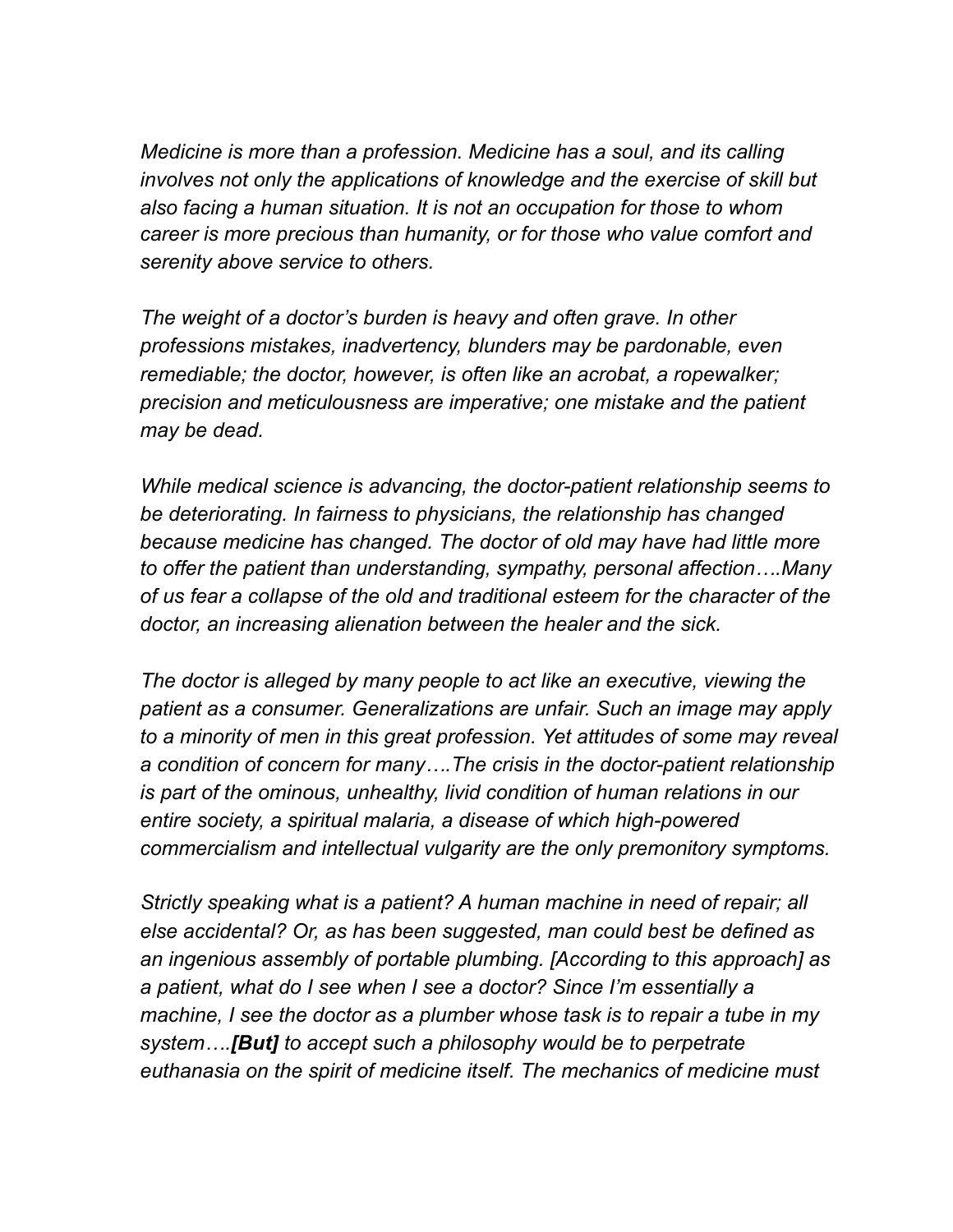*Medicine is more than a profession. Medicine has a soul, and its calling involves not only the applications of knowledge and the exercise of skill but also facing a human situation. It is not an occupation for those to whom career is more precious than humanity, or for those who value comfort and serenity above service to others.*

*The weight of a doctor's burden is heavy and often grave. In other professions mistakes, inadvertency, blunders may be pardonable, even remediable; the doctor, however, is often like an acrobat, a ropewalker; precision and meticulousness are imperative; one mistake and the patient may be dead.*

*While medical science is advancing, the doctor-patient relationship seems to be deteriorating. In fairness to physicians, the relationship has changed because medicine has changed. The doctor of old may have had little more to offer the patient than understanding, sympathy, personal affection….Many of us fear a collapse of the old and traditional esteem for the character of the doctor, an increasing alienation between the healer and the sick.*

*The doctor is alleged by many people to act like an executive, viewing the patient as a consumer. Generalizations are unfair. Such an image may apply to a minority of men in this great profession. Yet attitudes of some may reveal a condition of concern for many….The crisis in the doctor-patient relationship is part of the ominous, unhealthy, livid condition of human relations in our entire society, a spiritual malaria, a disease of which high-powered commercialism and intellectual vulgarity are the only premonitory symptoms.*

*Strictly speaking what is a patient? A human machine in need of repair; all else accidental? Or, as has been suggested, man could best be defined as an ingenious assembly of portable plumbing. [According to this approach] as a patient, what do I see when I see a doctor? Since I'm essentially a machine, I see the doctor as a plumber whose task is to repair a tube in my system….**[But]** to accept such a philosophy would be to perpetrate euthanasia on the spirit of medicine itself. The mechanics of medicine must*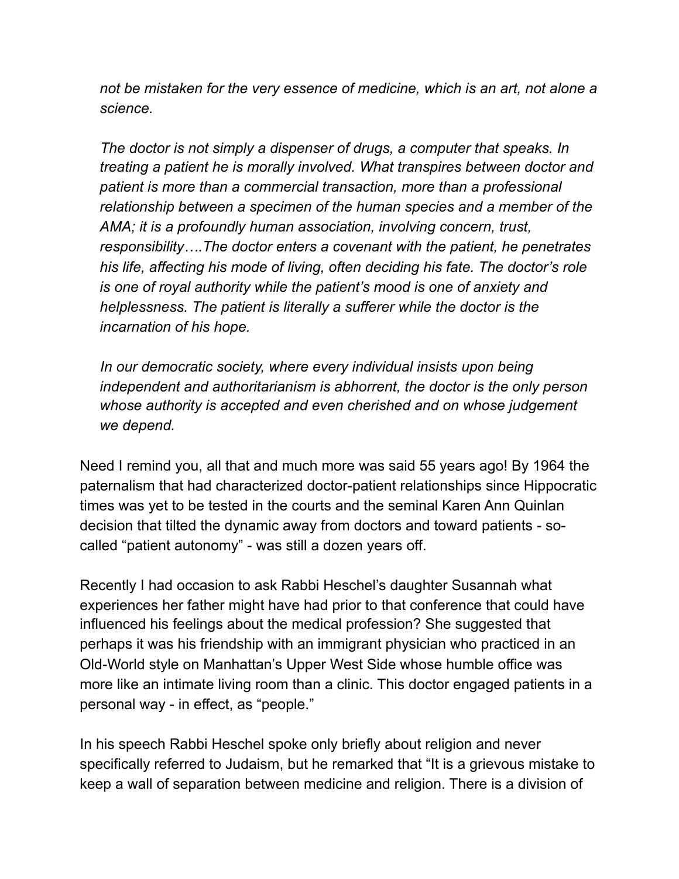*not be mistaken for the very essence of medicine, which is an art, not alone a science.*

*The doctor is not simply a dispenser of drugs, a computer that speaks. In treating a patient he is morally involved. What transpires between doctor and patient is more than a commercial transaction, more than a professional relationship between a specimen of the human species and a member of the AMA; it is a profoundly human association, involving concern, trust, responsibility….The doctor enters a covenant with the patient, he penetrates his life, affecting his mode of living, often deciding his fate. The doctor's role is one of royal authority while the patient's mood is one of anxiety and helplessness. The patient is literally a sufferer while the doctor is the incarnation of his hope.*

*In our democratic society, where every individual insists upon being independent and authoritarianism is abhorrent, the doctor is the only person whose authority is accepted and even cherished and on whose judgement we depend.*

Need I remind you, all that and much more was said 55 years ago! By 1964 the paternalism that had characterized doctor-patient relationships since Hippocratic times was yet to be tested in the courts and the seminal Karen Ann Quinlan decision that tilted the dynamic away from doctors and toward patients - so-called "patient autonomy" - was still a dozen years off.

Recently I had occasion to ask Rabbi Heschel's daughter Susannah what experiences her father might have had prior to that conference that could have influenced his feelings about the medical profession? She suggested that perhaps it was his friendship with an immigrant physician who practiced in an Old-World style on Manhattan's Upper West Side whose humble office was more like an intimate living room than a clinic. This doctor engaged patients in a personal way - in effect, as "people."

In his speech Rabbi Heschel spoke only briefly about religion and never specifically referred to Judaism, but he remarked that "It is a grievous mistake to keep a wall of separation between medicine and religion. There is a division of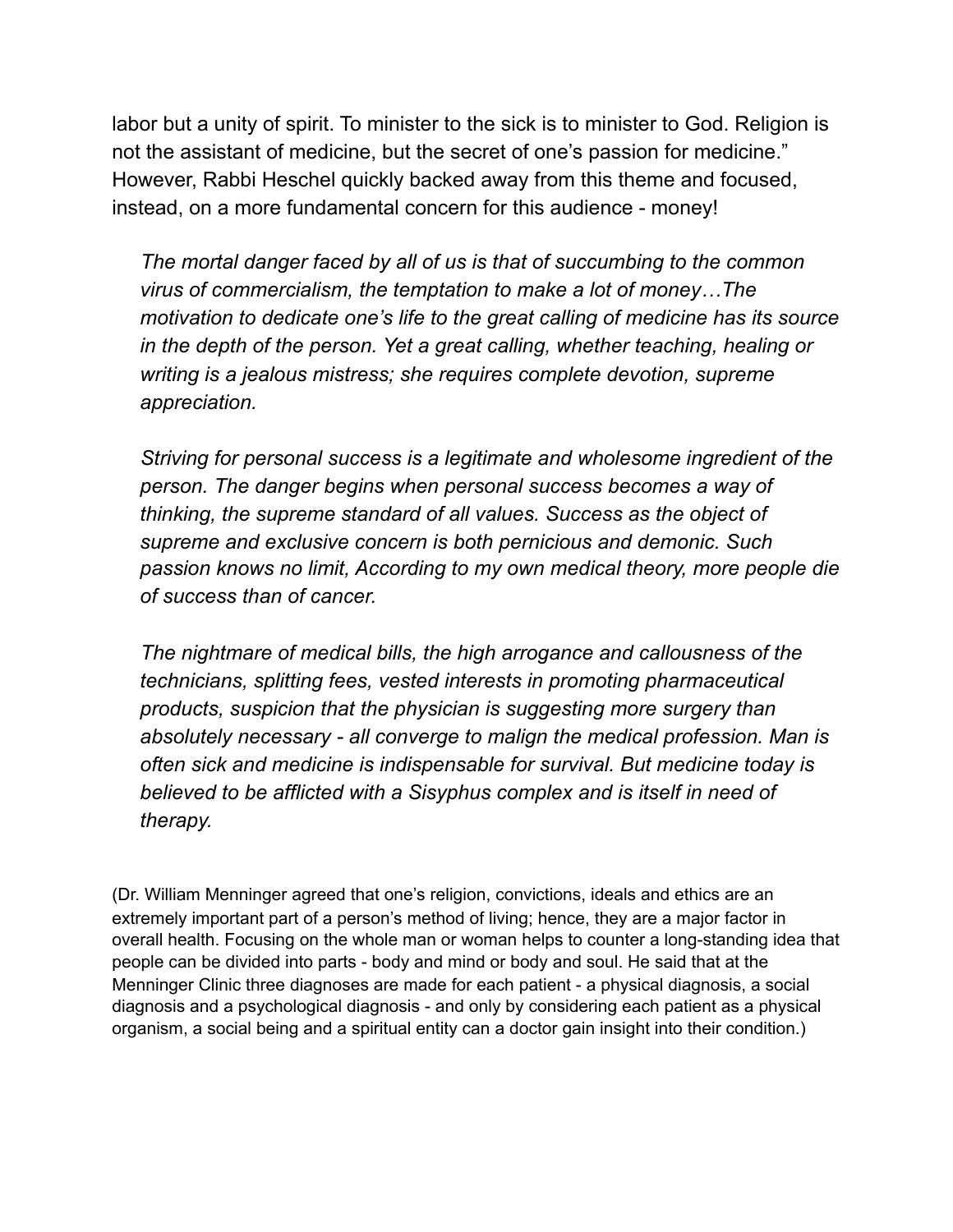labor but a unity of spirit. To minister to the sick is to minister to God. Religion is not the assistant of medicine, but the secret of one's passion for medicine." However, Rabbi Heschel quickly backed away from this theme and focused, instead, on a more fundamental concern for this audience - money!

> *The mortal danger faced by all of us is that of succumbing to the common virus of commercialism, the temptation to make a lot of money…The motivation to dedicate one's life to the great calling of medicine has its source in the depth of the person. Yet a great calling, whether teaching, healing or writing is a jealous mistress; she requires complete devotion, supreme appreciation.*
>
> *Striving for personal success is a legitimate and wholesome ingredient of the person. The danger begins when personal success becomes a way of thinking, the supreme standard of all values. Success as the object of supreme and exclusive concern is both pernicious and demonic. Such passion knows no limit, According to my own medical theory, more people die of success than of cancer.*
>
> *The nightmare of medical bills, the high arrogance and callousness of the technicians, splitting fees, vested interests in promoting pharmaceutical products, suspicion that the physician is suggesting more surgery than absolutely necessary - all converge to malign the medical profession. Man is often sick and medicine is indispensable for survival. But medicine today is believed to be afflicted with a Sisyphus complex and is itself in need of therapy.*

(Dr. William Menninger agreed that one's religion, convictions, ideals and ethics are an extremely important part of a person's method of living; hence, they are a major factor in overall health. Focusing on the whole man or woman helps to counter a long-standing idea that people can be divided into parts - body and mind or body and soul. He said that at the Menninger Clinic three diagnoses are made for each patient - a physical diagnosis, a social diagnosis and a psychological diagnosis - and only by considering each patient as a physical organism, a social being and a spiritual entity can a doctor gain insight into their condition.)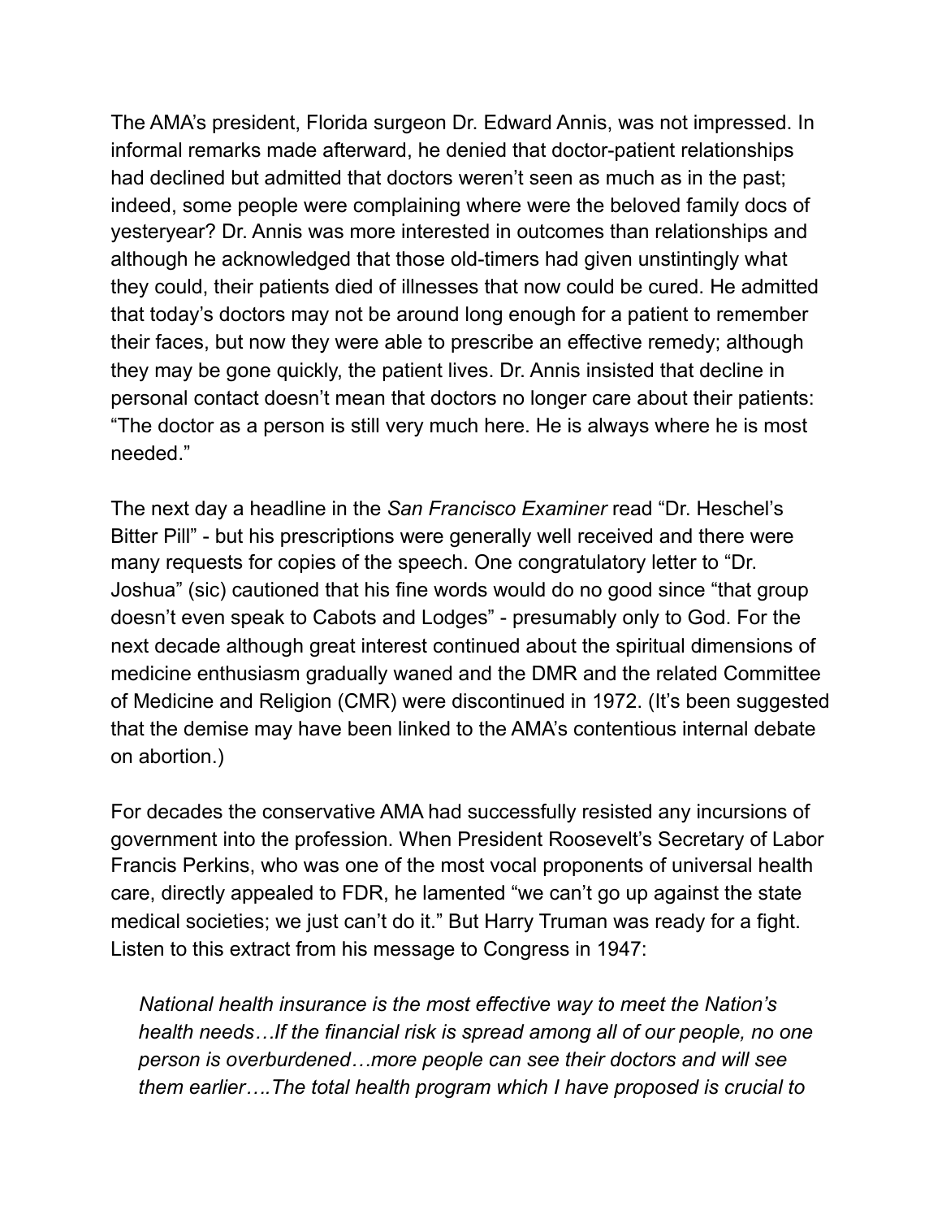The AMA's president, Florida surgeon Dr. Edward Annis, was not impressed. In informal remarks made afterward, he denied that doctor-patient relationships had declined but admitted that doctors weren't seen as much as in the past; indeed, some people were complaining where were the beloved family docs of yesteryear? Dr. Annis was more interested in outcomes than relationships and although he acknowledged that those old-timers had given unstintingly what they could, their patients died of illnesses that now could be cured. He admitted that today's doctors may not be around long enough for a patient to remember their faces, but now they were able to prescribe an effective remedy; although they may be gone quickly, the patient lives. Dr. Annis insisted that decline in personal contact doesn't mean that doctors no longer care about their patients: "The doctor as a person is still very much here. He is always where he is most needed."

The next day a headline in the *San Francisco Examiner* read "Dr. Heschel's Bitter Pill" - but his prescriptions were generally well received and there were many requests for copies of the speech. One congratulatory letter to "Dr. Joshua" (sic) cautioned that his fine words would do no good since "that group doesn't even speak to Cabots and Lodges" - presumably only to God. For the next decade although great interest continued about the spiritual dimensions of medicine enthusiasm gradually waned and the DMR and the related Committee of Medicine and Religion (CMR) were discontinued in 1972. (It's been suggested that the demise may have been linked to the AMA's contentious internal debate on abortion.)

For decades the conservative AMA had successfully resisted any incursions of government into the profession. When President Roosevelt's Secretary of Labor Francis Perkins, who was one of the most vocal proponents of universal health care, directly appealed to FDR, he lamented "we can't go up against the state medical societies; we just can't do it." But Harry Truman was ready for a fight. Listen to this extract from his message to Congress in 1947:

> *National health insurance is the most effective way to meet the Nation's health needs…If the financial risk is spread among all of our people, no one person is overburdened…more people can see their doctors and will see them earlier….The total health program which I have proposed is crucial to*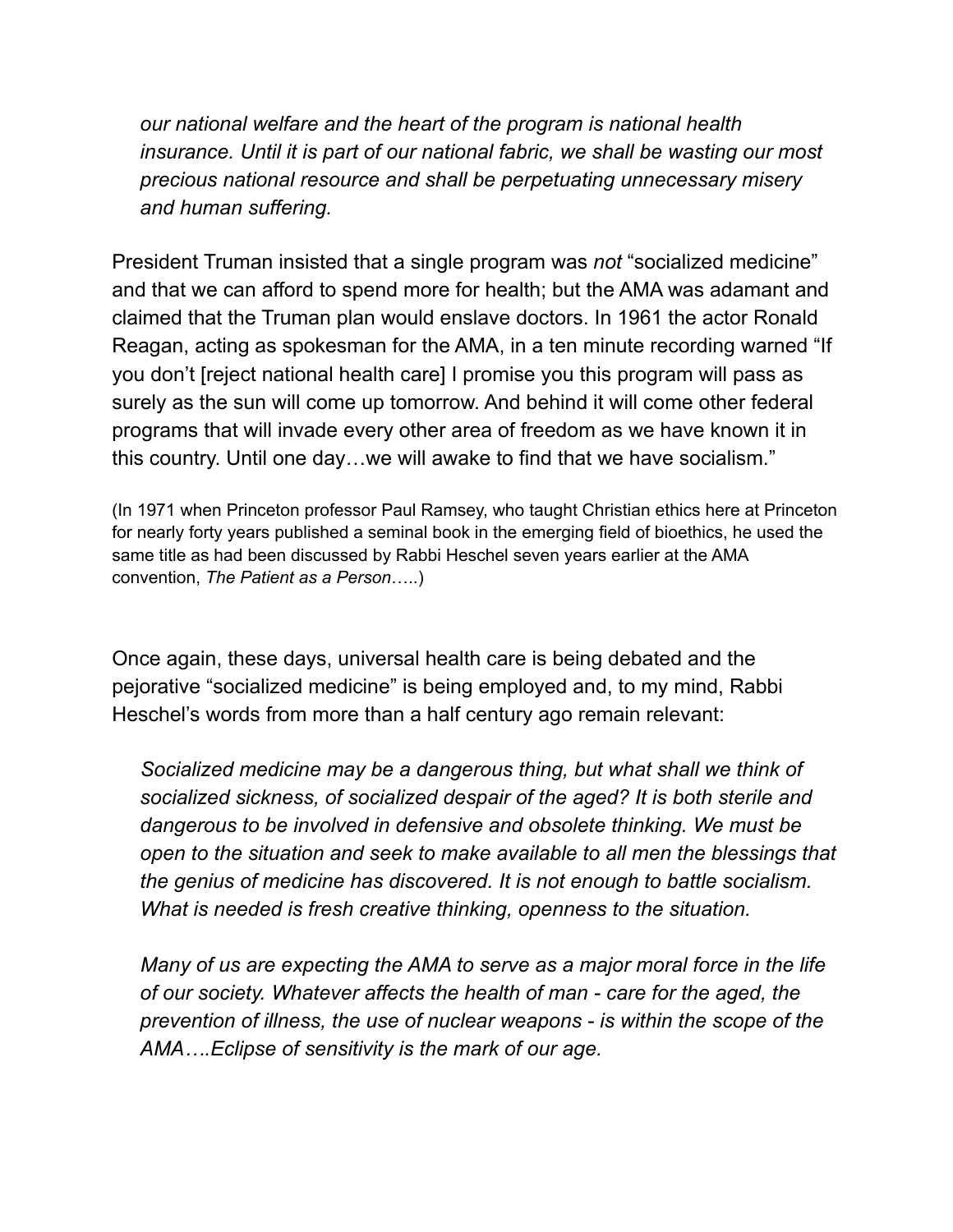> *our national welfare and the heart of the program is national health insurance. Until it is part of our national fabric, we shall be wasting our most precious national resource and shall be perpetuating unnecessary misery and human suffering.*

President Truman insisted that a single program was *not* "socialized medicine" and that we can afford to spend more for health; but the AMA was adamant and claimed that the Truman plan would enslave doctors. In 1961 the actor Ronald Reagan, acting as spokesman for the AMA, in a ten minute recording warned "If you don't [reject national health care] I promise you this program will pass as surely as the sun will come up tomorrow. And behind it will come other federal programs that will invade every other area of freedom as we have known it in this country. Until one day…we will awake to find that we have socialism."

(In 1971 when Princeton professor Paul Ramsey, who taught Christian ethics here at Princeton for nearly forty years published a seminal book in the emerging field of bioethics, he used the same title as had been discussed by Rabbi Heschel seven years earlier at the AMA convention, *The Patient as a Person*…..)

Once again, these days, universal health care is being debated and the pejorative "socialized medicine" is being employed and, to my mind, Rabbi Heschel's words from more than a half century ago remain relevant:

> *Socialized medicine may be a dangerous thing, but what shall we think of socialized sickness, of socialized despair of the aged? It is both sterile and dangerous to be involved in defensive and obsolete thinking. We must be open to the situation and seek to make available to all men the blessings that the genius of medicine has discovered. It is not enough to battle socialism. What is needed is fresh creative thinking, openness to the situation.*
>
> *Many of us are expecting the AMA to serve as a major moral force in the life of our society. Whatever affects the health of man - care for the aged, the prevention of illness, the use of nuclear weapons - is within the scope of the AMA….Eclipse of sensitivity is the mark of our age.*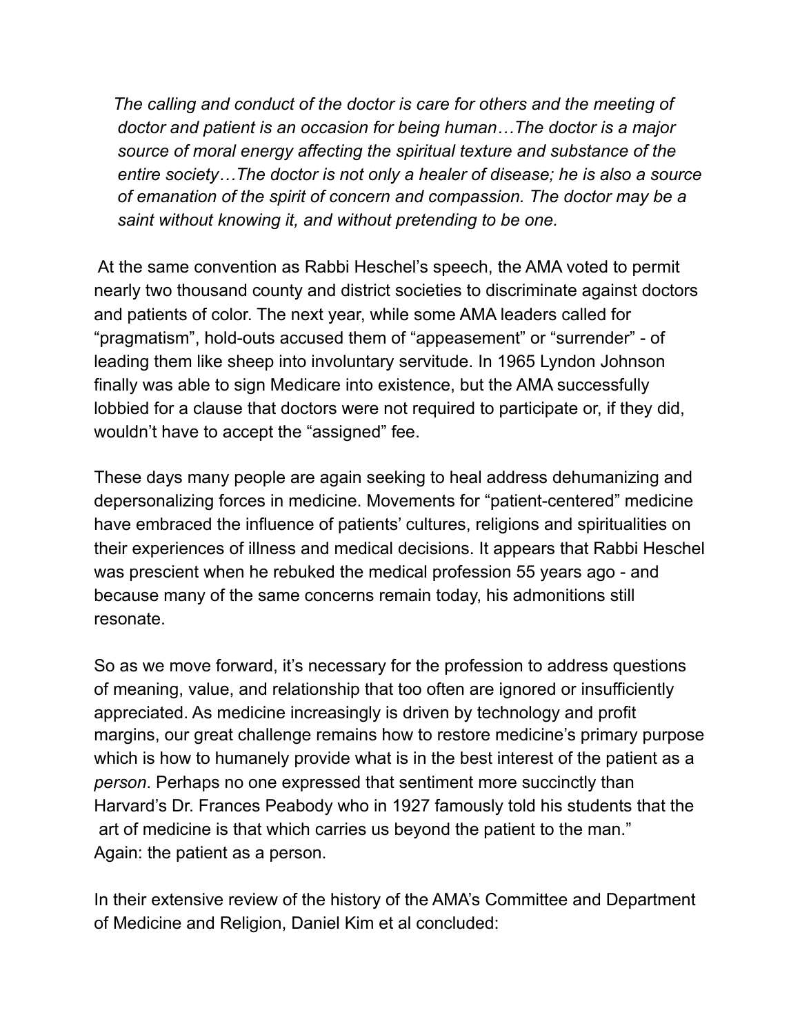> *The calling and conduct of the doctor is care for others and the meeting of doctor and patient is an occasion for being human…The doctor is a major source of moral energy affecting the spiritual texture and substance of the entire society…The doctor is not only a healer of disease; he is also a source of emanation of the spirit of concern and compassion. The doctor may be a saint without knowing it, and without pretending to be one.*

At the same convention as Rabbi Heschel's speech, the AMA voted to permit nearly two thousand county and district societies to discriminate against doctors and patients of color. The next year, while some AMA leaders called for "pragmatism", hold-outs accused them of "appeasement" or "surrender" - of leading them like sheep into involuntary servitude. In 1965 Lyndon Johnson finally was able to sign Medicare into existence, but the AMA successfully lobbied for a clause that doctors were not required to participate or, if they did, wouldn't have to accept the "assigned" fee.

These days many people are again seeking to heal address dehumanizing and depersonalizing forces in medicine. Movements for "patient-centered" medicine have embraced the influence of patients' cultures, religions and spiritualities on their experiences of illness and medical decisions. It appears that Rabbi Heschel was prescient when he rebuked the medical profession 55 years ago - and because many of the same concerns remain today, his admonitions still resonate.

So as we move forward, it's necessary for the profession to address questions of meaning, value, and relationship that too often are ignored or insufficiently appreciated. As medicine increasingly is driven by technology and profit margins, our great challenge remains how to restore medicine's primary purpose which is how to humanely provide what is in the best interest of the patient as a *person*. Perhaps no one expressed that sentiment more succinctly than Harvard's Dr. Frances Peabody who in 1927 famously told his students that the art of medicine is that which carries us beyond the patient to the man."
Again: the patient as a person.

In their extensive review of the history of the AMA's Committee and Department of Medicine and Religion, Daniel Kim et al concluded: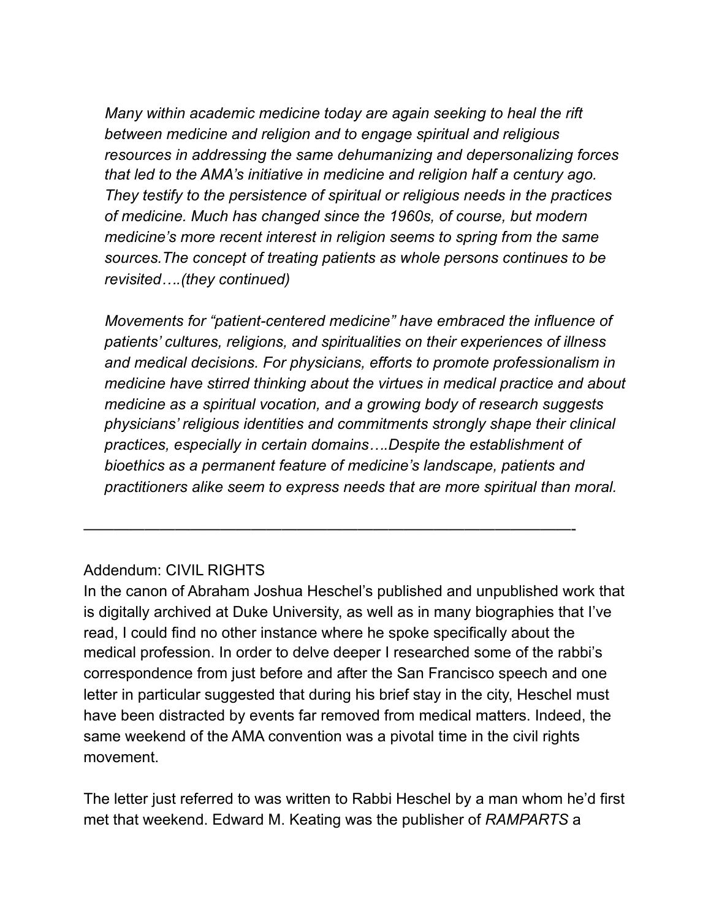*Many within academic medicine today are again seeking to heal the rift between medicine and religion and to engage spiritual and religious resources in addressing the same dehumanizing and depersonalizing forces that led to the AMA's initiative in medicine and religion half a century ago. They testify to the persistence of spiritual or religious needs in the practices of medicine. Much has changed since the 1960s, of course, but modern medicine's more recent interest in religion seems to spring from the same sources.The concept of treating patients as whole persons continues to be revisited….(they continued)*

*Movements for "patient-centered medicine" have embraced the influence of patients' cultures, religions, and spiritualities on their experiences of illness and medical decisions. For physicians, efforts to promote professionalism in medicine have stirred thinking about the virtues in medical practice and about medicine as a spiritual vocation, and a growing body of research suggests physicians' religious identities and commitments strongly shape their clinical practices, especially in certain domains….Despite the establishment of bioethics as a permanent feature of medicine's landscape, patients and practitioners alike seem to express needs that are more spiritual than moral.*

———————————————————————————————-

Addendum: CIVIL RIGHTS

In the canon of Abraham Joshua Heschel's published and unpublished work that is digitally archived at Duke University, as well as in many biographies that I've read, I could find no other instance where he spoke specifically about the medical profession. In order to delve deeper I researched some of the rabbi's correspondence from just before and after the San Francisco speech and one letter in particular suggested that during his brief stay in the city, Heschel must have been distracted by events far removed from medical matters. Indeed, the same weekend of the AMA convention was a pivotal time in the civil rights movement.

The letter just referred to was written to Rabbi Heschel by a man whom he'd first met that weekend. Edward M. Keating was the publisher of *RAMPARTS* a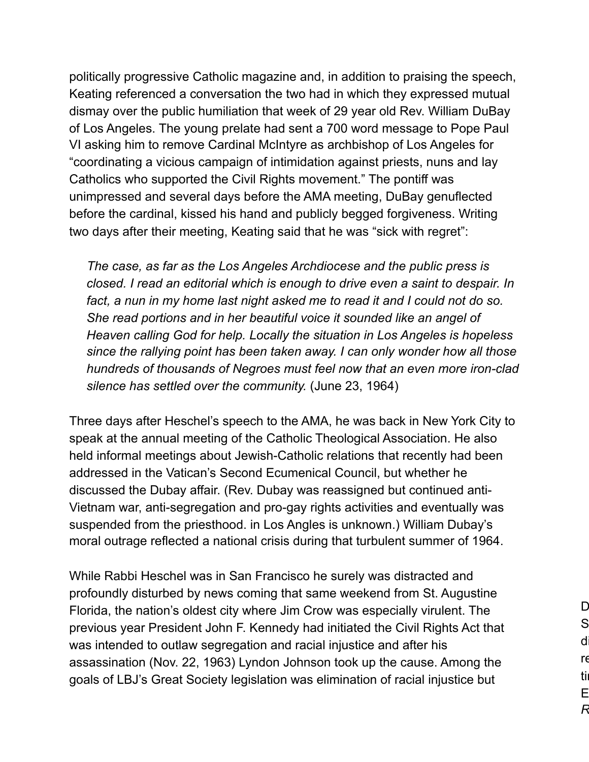politically progressive Catholic magazine and, in addition to praising the speech, Keating referenced a conversation the two had in which they expressed mutual dismay over the public humiliation that week of 29 year old Rev. William DuBay of Los Angeles. The young prelate had sent a 700 word message to Pope Paul VI asking him to remove Cardinal McIntyre as archbishop of Los Angeles for "coordinating a vicious campaign of intimidation against priests, nuns and lay Catholics who supported the Civil Rights movement." The pontiff was unimpressed and several days before the AMA meeting, DuBay genuflected before the cardinal, kissed his hand and publicly begged forgiveness. Writing two days after their meeting, Keating said that he was "sick with regret":

> *The case, as far as the Los Angeles Archdiocese and the public press is closed. I read an editorial which is enough to drive even a saint to despair. In fact, a nun in my home last night asked me to read it and I could not do so. She read portions and in her beautiful voice it sounded like an angel of Heaven calling God for help. Locally the situation in Los Angeles is hopeless since the rallying point has been taken away. I can only wonder how all those hundreds of thousands of Negroes must feel now that an even more iron-clad silence has settled over the community.* (June 23, 1964)

Three days after Heschel's speech to the AMA, he was back in New York City to speak at the annual meeting of the Catholic Theological Association. He also held informal meetings about Jewish-Catholic relations that recently had been addressed in the Vatican's Second Ecumenical Council, but whether he discussed the Dubay affair. (Rev. Dubay was reassigned but continued anti-Vietnam war, anti-segregation and pro-gay rights activities and eventually was suspended from the priesthood. in Los Angles is unknown.) William Dubay's moral outrage reflected a national crisis during that turbulent summer of 1964.

While Rabbi Heschel was in San Francisco he surely was distracted and profoundly disturbed by news coming that same weekend from St. Augustine Florida, the nation's oldest city where Jim Crow was especially virulent. The previous year President John F. Kennedy had initiated the Civil Rights Act that was intended to outlaw segregation and racial injustice and after his assassination (Nov. 22, 1963) Lyndon Johnson took up the cause. Among the goals of LBJ's Great Society legislation was elimination of racial injustice but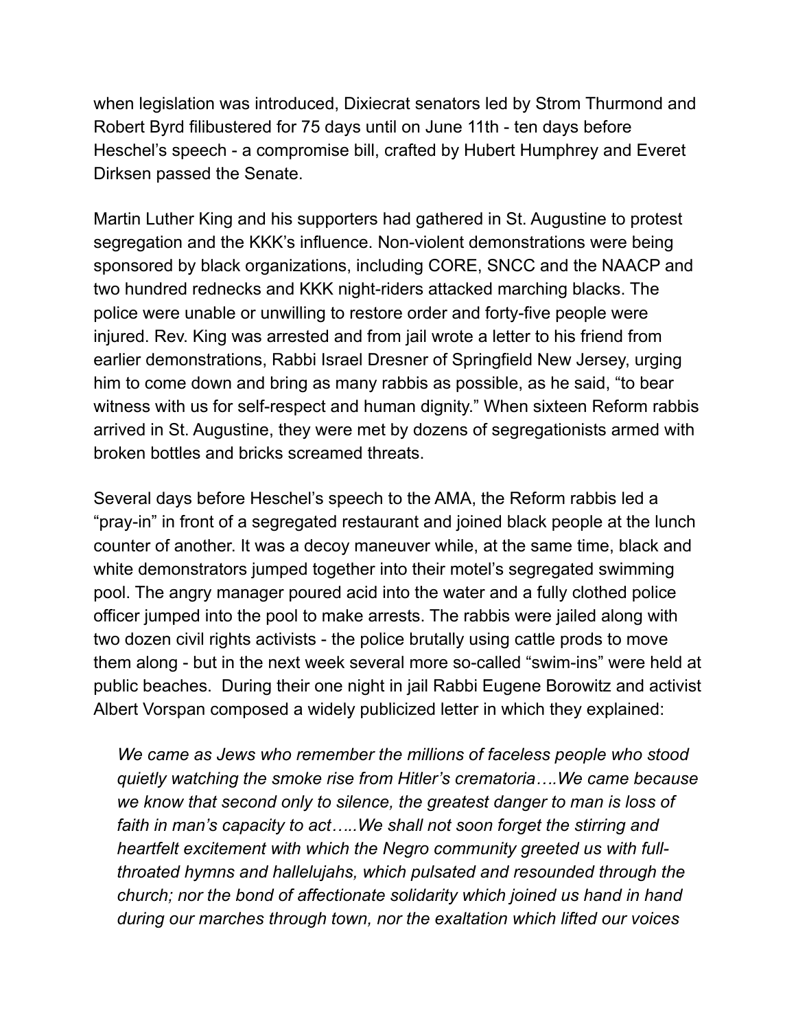when legislation was introduced, Dixiecrat senators led by Strom Thurmond and Robert Byrd filibustered for 75 days until on June 11th - ten days before Heschel's speech - a compromise bill, crafted by Hubert Humphrey and Everet Dirksen passed the Senate.

Martin Luther King and his supporters had gathered in St. Augustine to protest segregation and the KKK's influence. Non-violent demonstrations were being sponsored by black organizations, including CORE, SNCC and the NAACP and two hundred rednecks and KKK night-riders attacked marching blacks. The police were unable or unwilling to restore order and forty-five people were injured. Rev. King was arrested and from jail wrote a letter to his friend from earlier demonstrations, Rabbi Israel Dresner of Springfield New Jersey, urging him to come down and bring as many rabbis as possible, as he said, "to bear witness with us for self-respect and human dignity." When sixteen Reform rabbis arrived in St. Augustine, they were met by dozens of segregationists armed with broken bottles and bricks screamed threats.

Several days before Heschel's speech to the AMA, the Reform rabbis led a "pray-in" in front of a segregated restaurant and joined black people at the lunch counter of another. It was a decoy maneuver while, at the same time, black and white demonstrators jumped together into their motel's segregated swimming pool. The angry manager poured acid into the water and a fully clothed police officer jumped into the pool to make arrests. The rabbis were jailed along with two dozen civil rights activists - the police brutally using cattle prods to move them along - but in the next week several more so-called "swim-ins" were held at public beaches. During their one night in jail Rabbi Eugene Borowitz and activist Albert Vorspan composed a widely publicized letter in which they explained:

> *We came as Jews who remember the millions of faceless people who stood quietly watching the smoke rise from Hitler's crematoria….We came because we know that second only to silence, the greatest danger to man is loss of faith in man's capacity to act…..We shall not soon forget the stirring and heartfelt excitement with which the Negro community greeted us with full-throated hymns and hallelujahs, which pulsated and resounded through the church; nor the bond of affectionate solidarity which joined us hand in hand during our marches through town, nor the exaltation which lifted our voices*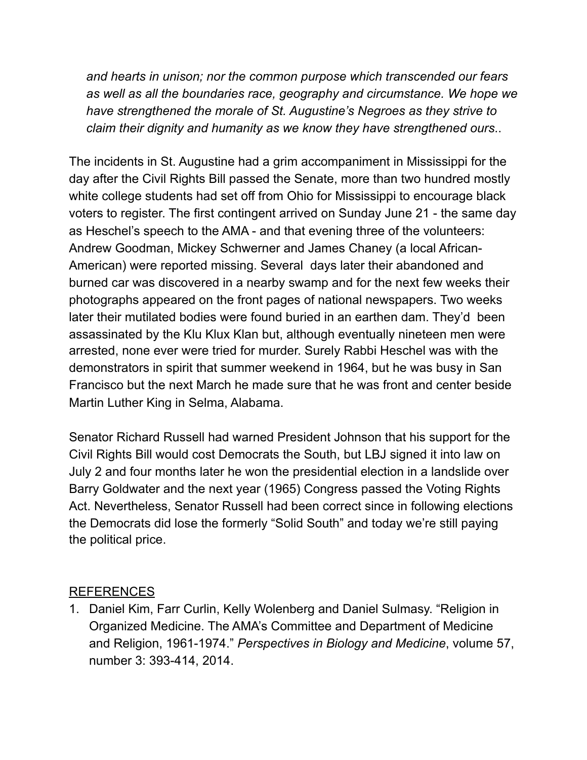*and hearts in unison; nor the common purpose which transcended our fears as well as all the boundaries race, geography and circumstance. We hope we have strengthened the morale of St. Augustine's Negroes as they strive to claim their dignity and humanity as we know they have strengthened ours..*

The incidents in St. Augustine had a grim accompaniment in Mississippi for the day after the Civil Rights Bill passed the Senate, more than two hundred mostly white college students had set off from Ohio for Mississippi to encourage black voters to register. The first contingent arrived on Sunday June 21 - the same day as Heschel's speech to the AMA - and that evening three of the volunteers: Andrew Goodman, Mickey Schwerner and James Chaney (a local African-American) were reported missing. Several days later their abandoned and burned car was discovered in a nearby swamp and for the next few weeks their photographs appeared on the front pages of national newspapers. Two weeks later their mutilated bodies were found buried in an earthen dam. They'd been assassinated by the Klu Klux Klan but, although eventually nineteen men were arrested, none ever were tried for murder. Surely Rabbi Heschel was with the demonstrators in spirit that summer weekend in 1964, but he was busy in San Francisco but the next March he made sure that he was front and center beside Martin Luther King in Selma, Alabama.

Senator Richard Russell had warned President Johnson that his support for the Civil Rights Bill would cost Democrats the South, but LBJ signed it into law on July 2 and four months later he won the presidential election in a landslide over Barry Goldwater and the next year (1965) Congress passed the Voting Rights Act. Nevertheless, Senator Russell had been correct since in following elections the Democrats did lose the formerly "Solid South" and today we're still paying the political price.

<u>REFERENCES</u>

1. Daniel Kim, Farr Curlin, Kelly Wolenberg and Daniel Sulmasy. "Religion in Organized Medicine. The AMA's Committee and Department of Medicine and Religion, 1961-1974." *Perspectives in Biology and Medicine*, volume 57, number 3: 393-414, 2014.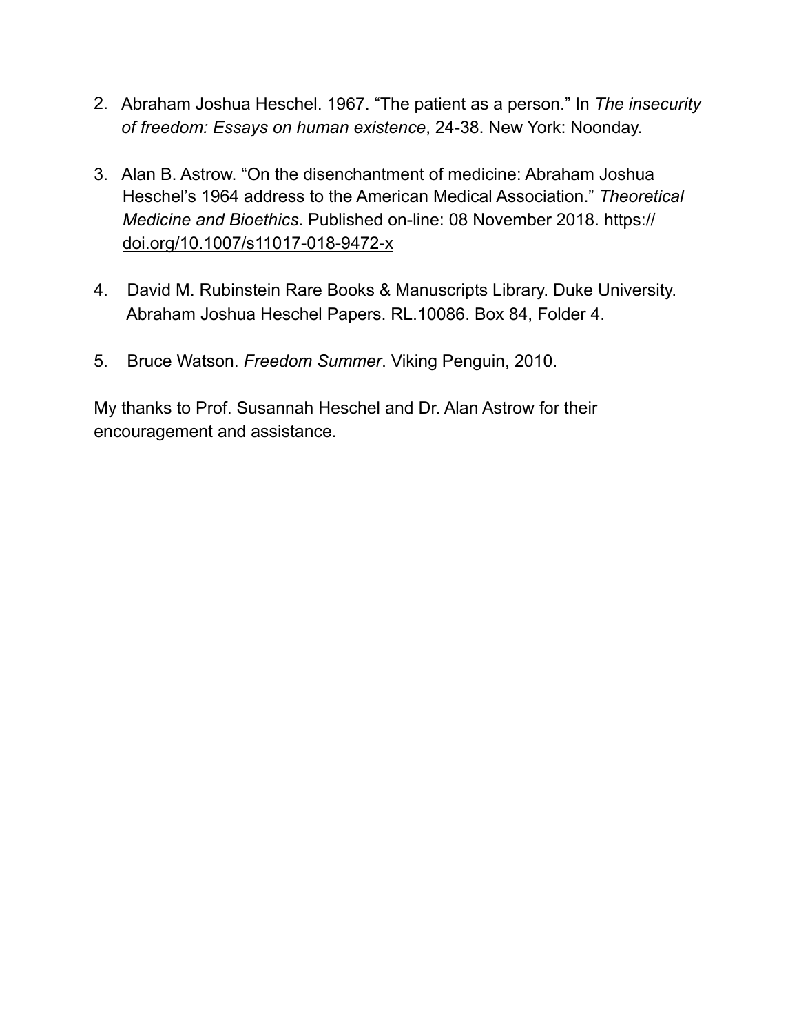2. Abraham Joshua Heschel. 1967. “The patient as a person.” In *The insecurity of freedom: Essays on human existence*, 24-38. New York: Noonday.

3. Alan B. Astrow. “On the disenchantment of medicine: Abraham Joshua Heschel’s 1964 address to the American Medical Association.” *Theoretical Medicine and Bioethics*. Published on-line: 08 November 2018. https://doi.org/10.1007/s11017-018-9472-x

4. David M. Rubinstein Rare Books & Manuscripts Library. Duke University. Abraham Joshua Heschel Papers. RL.10086. Box 84, Folder 4.

5. Bruce Watson. *Freedom Summer*. Viking Penguin, 2010.

My thanks to Prof. Susannah Heschel and Dr. Alan Astrow for their encouragement and assistance.